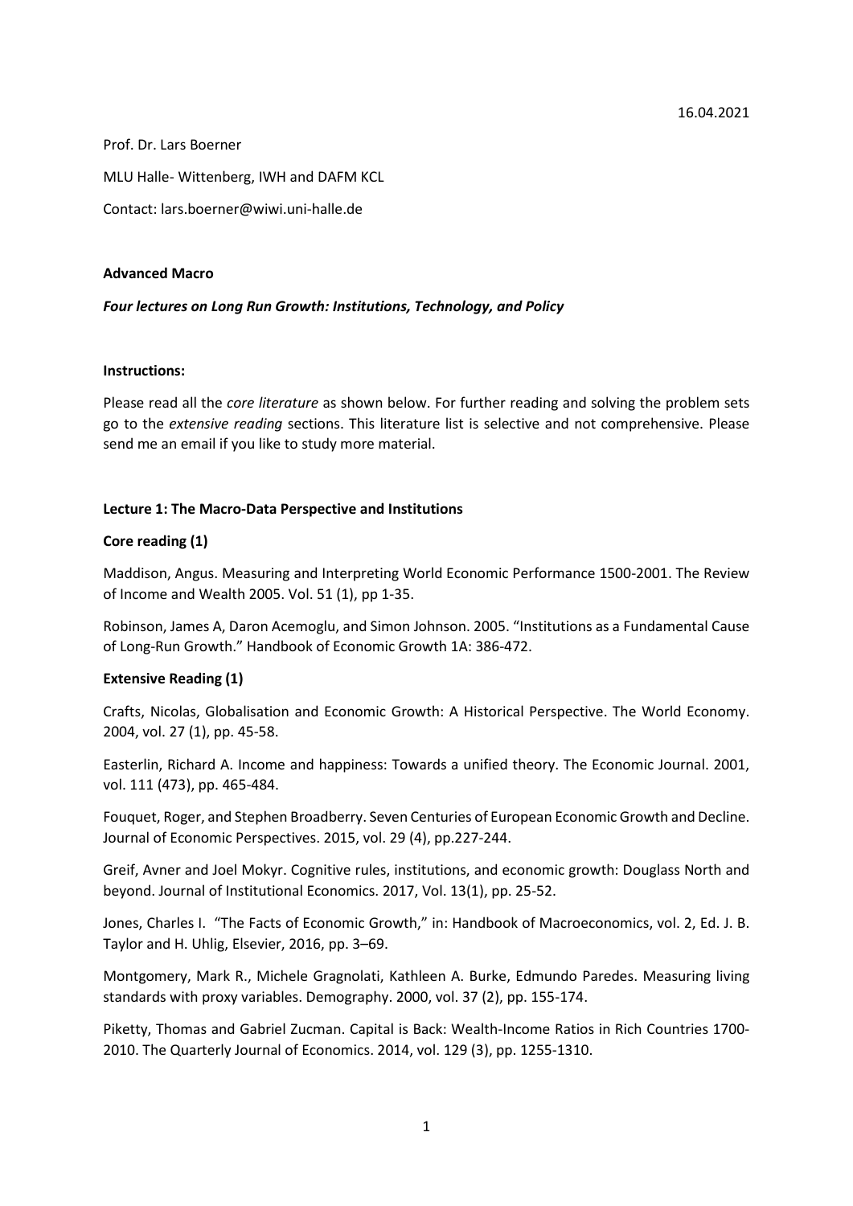16.04.2021

Prof. Dr. Lars Boerner

MLU Halle- Wittenberg, IWH and DAFM KCL

Contact: lars.boerner@wiwi.uni-halle.de

**Advanced Macro**

***Four lectures on Long Run Growth: Institutions, Technology, and Policy***

**Instructions:**

Please read all the *core literature* as shown below. For further reading and solving the problem sets go to the *extensive reading* sections. This literature list is selective and not comprehensive. Please send me an email if you like to study more material.

**Lecture 1: The Macro-Data Perspective and Institutions**

**Core reading (1)**

Maddison, Angus. Measuring and Interpreting World Economic Performance 1500-2001. The Review of Income and Wealth 2005. Vol. 51 (1), pp 1-35.

Robinson, James A, Daron Acemoglu, and Simon Johnson. 2005. "Institutions as a Fundamental Cause of Long-Run Growth." Handbook of Economic Growth 1A: 386-472.

**Extensive Reading (1)**

Crafts, Nicolas, Globalisation and Economic Growth: A Historical Perspective. The World Economy. 2004, vol. 27 (1), pp. 45-58.

Easterlin, Richard A. Income and happiness: Towards a unified theory. The Economic Journal. 2001, vol. 111 (473), pp. 465-484.

Fouquet, Roger, and Stephen Broadberry. Seven Centuries of European Economic Growth and Decline. Journal of Economic Perspectives. 2015, vol. 29 (4), pp.227-244.

Greif, Avner and Joel Mokyr. Cognitive rules, institutions, and economic growth: Douglass North and beyond. Journal of Institutional Economics. 2017, Vol. 13(1), pp. 25-52.

Jones, Charles I. "The Facts of Economic Growth," in: Handbook of Macroeconomics, vol. 2, Ed. J. B. Taylor and H. Uhlig, Elsevier, 2016, pp. 3–69.

Montgomery, Mark R., Michele Gragnolati, Kathleen A. Burke, Edmundo Paredes. Measuring living standards with proxy variables. Demography. 2000, vol. 37 (2), pp. 155-174.

Piketty, Thomas and Gabriel Zucman. Capital is Back: Wealth-Income Ratios in Rich Countries 1700-2010. The Quarterly Journal of Economics. 2014, vol. 129 (3), pp. 1255-1310.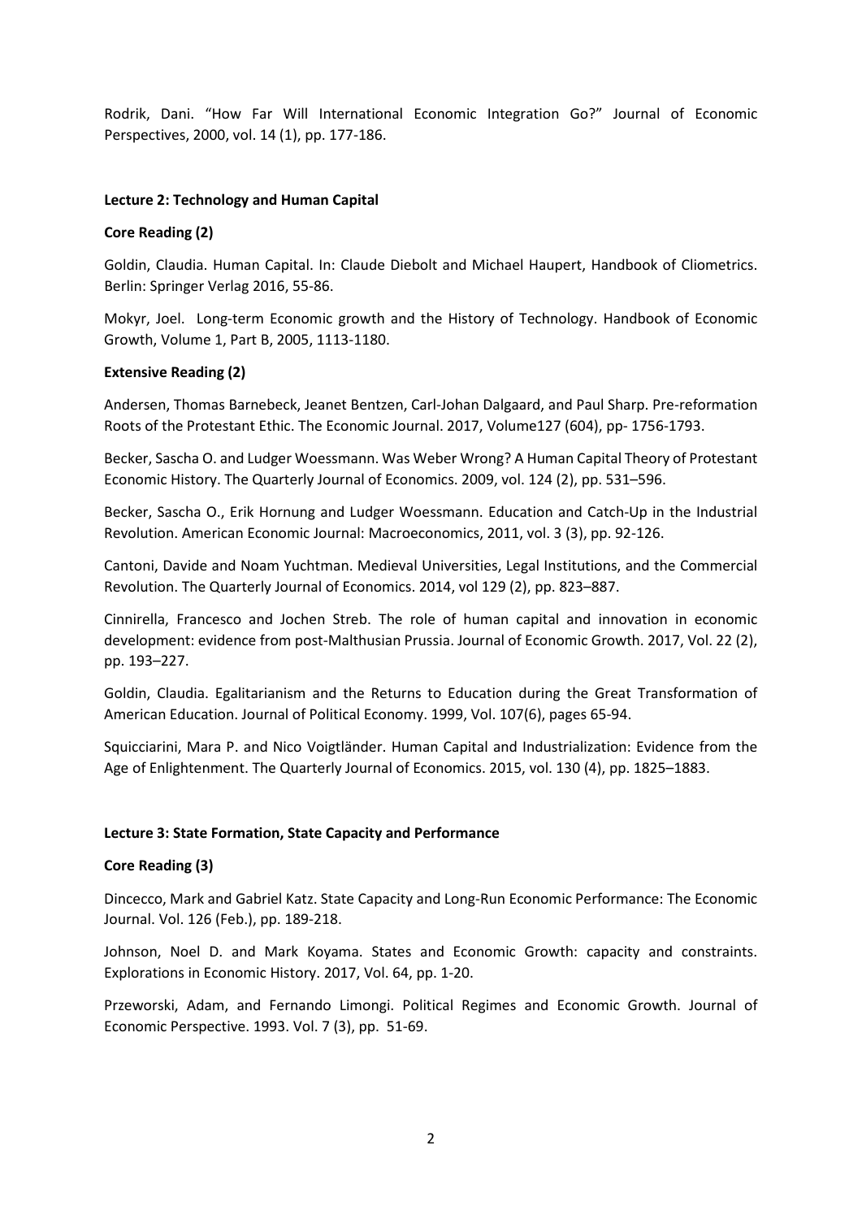Rodrik, Dani. “How Far Will International Economic Integration Go?” Journal of Economic Perspectives, 2000, vol. 14 (1), pp. 177-186.

**Lecture 2: Technology and Human Capital**

**Core Reading (2)**

Goldin, Claudia. Human Capital. In: Claude Diebolt and Michael Haupert, Handbook of Cliometrics. Berlin: Springer Verlag 2016, 55-86.

Mokyr, Joel. Long-term Economic growth and the History of Technology. Handbook of Economic Growth, Volume 1, Part B, 2005, 1113-1180.

**Extensive Reading (2)**

Andersen, Thomas Barnebeck, Jeanet Bentzen, Carl-Johan Dalgaard, and Paul Sharp. Pre-reformation Roots of the Protestant Ethic. The Economic Journal. 2017, Volume127 (604), pp- 1756-1793.

Becker, Sascha O. and Ludger Woessmann. Was Weber Wrong? A Human Capital Theory of Protestant Economic History. The Quarterly Journal of Economics. 2009, vol. 124 (2), pp. 531–596.

Becker, Sascha O., Erik Hornung and Ludger Woessmann. Education and Catch-Up in the Industrial Revolution. American Economic Journal: Macroeconomics, 2011, vol. 3 (3), pp. 92-126.

Cantoni, Davide and Noam Yuchtman. Medieval Universities, Legal Institutions, and the Commercial Revolution. The Quarterly Journal of Economics. 2014, vol 129 (2), pp. 823–887.

Cinnirella, Francesco and Jochen Streb. The role of human capital and innovation in economic development: evidence from post-Malthusian Prussia. Journal of Economic Growth. 2017, Vol. 22 (2), pp. 193–227.

Goldin, Claudia. Egalitarianism and the Returns to Education during the Great Transformation of American Education. Journal of Political Economy. 1999, Vol. 107(6), pages 65-94.

Squicciarini, Mara P. and Nico Voigtländer. Human Capital and Industrialization: Evidence from the Age of Enlightenment. The Quarterly Journal of Economics. 2015, vol. 130 (4), pp. 1825–1883.

**Lecture 3: State Formation, State Capacity and Performance**

**Core Reading (3)**

Dincecco, Mark and Gabriel Katz. State Capacity and Long-Run Economic Performance: The Economic Journal. Vol. 126 (Feb.), pp. 189-218.

Johnson, Noel D. and Mark Koyama. States and Economic Growth: capacity and constraints. Explorations in Economic History. 2017, Vol. 64, pp. 1-20.

Przeworski, Adam, and Fernando Limongi. Political Regimes and Economic Growth. Journal of Economic Perspective. 1993. Vol. 7 (3), pp. 51-69.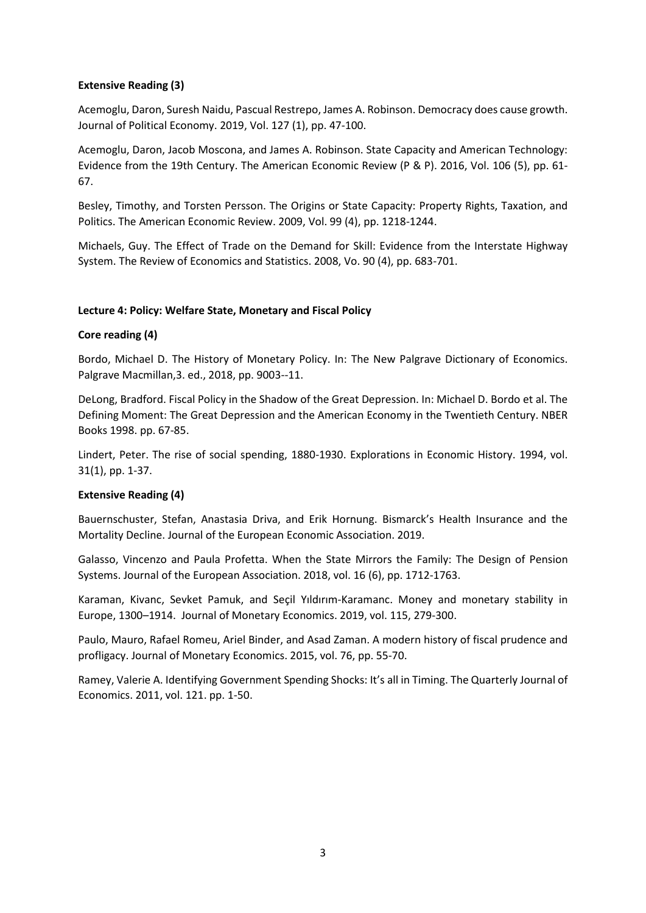**Extensive Reading (3)**

Acemoglu, Daron, Suresh Naidu, Pascual Restrepo, James A. Robinson. Democracy does cause growth. Journal of Political Economy. 2019, Vol. 127 (1), pp. 47-100.

Acemoglu, Daron, Jacob Moscona, and James A. Robinson. State Capacity and American Technology: Evidence from the 19th Century. The American Economic Review (P & P). 2016, Vol. 106 (5), pp. 61-67.

Besley, Timothy, and Torsten Persson. The Origins or State Capacity: Property Rights, Taxation, and Politics. The American Economic Review. 2009, Vol. 99 (4), pp. 1218-1244.

Michaels, Guy. The Effect of Trade on the Demand for Skill: Evidence from the Interstate Highway System. The Review of Economics and Statistics. 2008, Vo. 90 (4), pp. 683-701.

**Lecture 4: Policy: Welfare State, Monetary and Fiscal Policy**

**Core reading (4)**

Bordo, Michael D. The History of Monetary Policy. In: The New Palgrave Dictionary of Economics. Palgrave Macmillan,3. ed., 2018, pp. 9003--11.

DeLong, Bradford. Fiscal Policy in the Shadow of the Great Depression. In: Michael D. Bordo et al. The Defining Moment: The Great Depression and the American Economy in the Twentieth Century. NBER Books 1998. pp. 67-85.

Lindert, Peter. The rise of social spending, 1880-1930. Explorations in Economic History. 1994, vol. 31(1), pp. 1-37.

**Extensive Reading (4)**

Bauernschuster, Stefan, Anastasia Driva, and Erik Hornung. Bismarck's Health Insurance and the Mortality Decline. Journal of the European Economic Association. 2019.

Galasso, Vincenzo and Paula Profetta. When the State Mirrors the Family: The Design of Pension Systems. Journal of the European Association. 2018, vol. 16 (6), pp. 1712-1763.

Karaman, Kivanc, Sevket Pamuk, and Seçil Yıldırım-Karamanc. Money and monetary stability in Europe, 1300–1914. Journal of Monetary Economics. 2019, vol. 115, 279-300.

Paulo, Mauro, Rafael Romeu, Ariel Binder, and Asad Zaman. A modern history of fiscal prudence and profligacy. Journal of Monetary Economics. 2015, vol. 76, pp. 55-70.

Ramey, Valerie A. Identifying Government Spending Shocks: It's all in Timing. The Quarterly Journal of Economics. 2011, vol. 121. pp. 1-50.